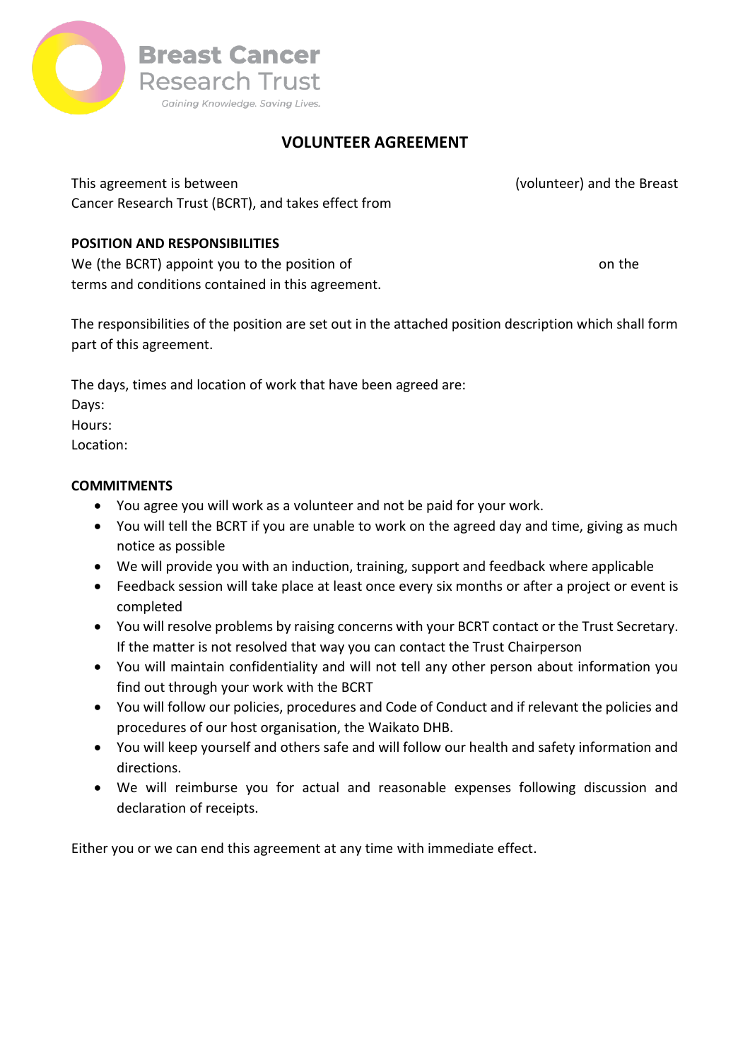Breast Cancer Research Trust

*Gaining Knowledge. Saving Lives.*

# VOLUNTEER AGREEMENT

This agreement is between (volunteer) and the Breast Cancer Research Trust (BCRT), and takes effect from

**POSITION AND RESPONSIBILITIES**

We (the BCRT) appoint you to the position of on the terms and conditions contained in this agreement.

The responsibilities of the position are set out in the attached position description which shall form part of this agreement.

The days, times and location of work that have been agreed are:
Days:
Hours:
Location:

**COMMITMENTS**

- You agree you will work as a volunteer and not be paid for your work.
- You will tell the BCRT if you are unable to work on the agreed day and time, giving as much notice as possible
- We will provide you with an induction, training, support and feedback where applicable
- Feedback session will take place at least once every six months or after a project or event is completed
- You will resolve problems by raising concerns with your BCRT contact or the Trust Secretary. If the matter is not resolved that way you can contact the Trust Chairperson
- You will maintain confidentiality and will not tell any other person about information you find out through your work with the BCRT
- You will follow our policies, procedures and Code of Conduct and if relevant the policies and procedures of our host organisation, the Waikato DHB.
- You will keep yourself and others safe and will follow our health and safety information and directions.
- We will reimburse you for actual and reasonable expenses following discussion and declaration of receipts.

Either you or we can end this agreement at any time with immediate effect.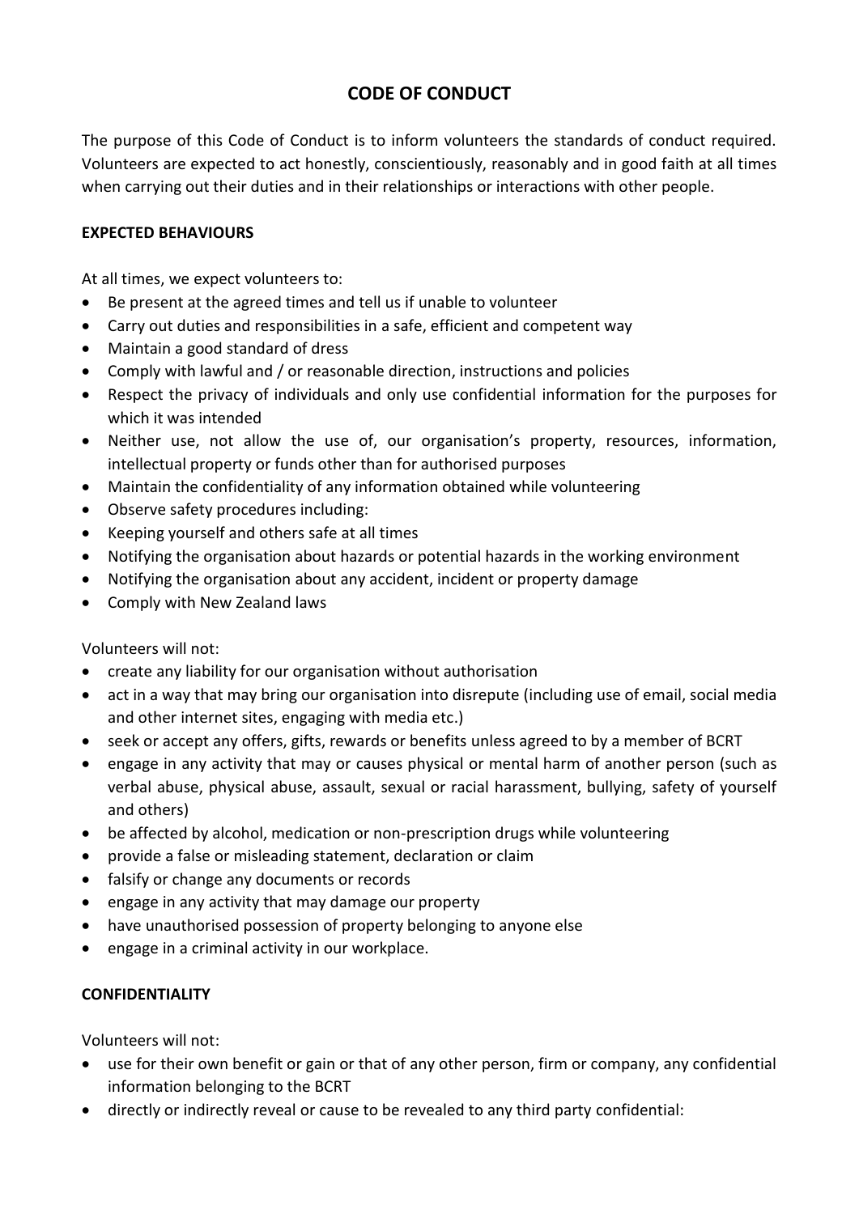# CODE OF CONDUCT

The purpose of this Code of Conduct is to inform volunteers the standards of conduct required. Volunteers are expected to act honestly, conscientiously, reasonably and in good faith at all times when carrying out their duties and in their relationships or interactions with other people.

**EXPECTED BEHAVIOURS**

At all times, we expect volunteers to:

- Be present at the agreed times and tell us if unable to volunteer
- Carry out duties and responsibilities in a safe, efficient and competent way
- Maintain a good standard of dress
- Comply with lawful and / or reasonable direction, instructions and policies
- Respect the privacy of individuals and only use confidential information for the purposes for which it was intended
- Neither use, not allow the use of, our organisation's property, resources, information, intellectual property or funds other than for authorised purposes
- Maintain the confidentiality of any information obtained while volunteering
- Observe safety procedures including:
- Keeping yourself and others safe at all times
- Notifying the organisation about hazards or potential hazards in the working environment
- Notifying the organisation about any accident, incident or property damage
- Comply with New Zealand laws

Volunteers will not:

- create any liability for our organisation without authorisation
- act in a way that may bring our organisation into disrepute (including use of email, social media and other internet sites, engaging with media etc.)
- seek or accept any offers, gifts, rewards or benefits unless agreed to by a member of BCRT
- engage in any activity that may or causes physical or mental harm of another person (such as verbal abuse, physical abuse, assault, sexual or racial harassment, bullying, safety of yourself and others)
- be affected by alcohol, medication or non-prescription drugs while volunteering
- provide a false or misleading statement, declaration or claim
- falsify or change any documents or records
- engage in any activity that may damage our property
- have unauthorised possession of property belonging to anyone else
- engage in a criminal activity in our workplace.

**CONFIDENTIALITY**

Volunteers will not:

- use for their own benefit or gain or that of any other person, firm or company, any confidential information belonging to the BCRT
- directly or indirectly reveal or cause to be revealed to any third party confidential: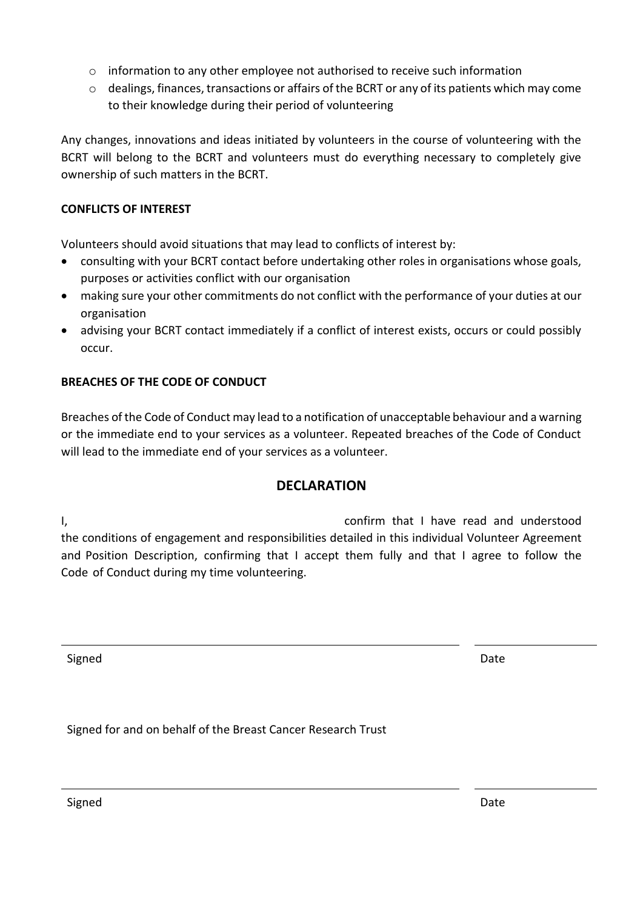- information to any other employee not authorised to receive such information
  - dealings, finances, transactions or affairs of the BCRT or any of its patients which may come to their knowledge during their period of volunteering

Any changes, innovations and ideas initiated by volunteers in the course of volunteering with the BCRT will belong to the BCRT and volunteers must do everything necessary to completely give ownership of such matters in the BCRT.

**CONFLICTS OF INTEREST**

Volunteers should avoid situations that may lead to conflicts of interest by:

- consulting with your BCRT contact before undertaking other roles in organisations whose goals, purposes or activities conflict with our organisation
- making sure your other commitments do not conflict with the performance of your duties at our organisation
- advising your BCRT contact immediately if a conflict of interest exists, occurs or could possibly occur.

**BREACHES OF THE CODE OF CONDUCT**

Breaches of the Code of Conduct may lead to a notification of unacceptable behaviour and a warning or the immediate end to your services as a volunteer. Repeated breaches of the Code of Conduct will lead to the immediate end of your services as a volunteer.

## DECLARATION

I, confirm that I have read and understood the conditions of engagement and responsibilities detailed in this individual Volunteer Agreement and Position Description, confirming that I accept them fully and that I agree to follow the Code of Conduct during my time volunteering.

Signed

Date

Signed for and on behalf of the Breast Cancer Research Trust

Signed

Date